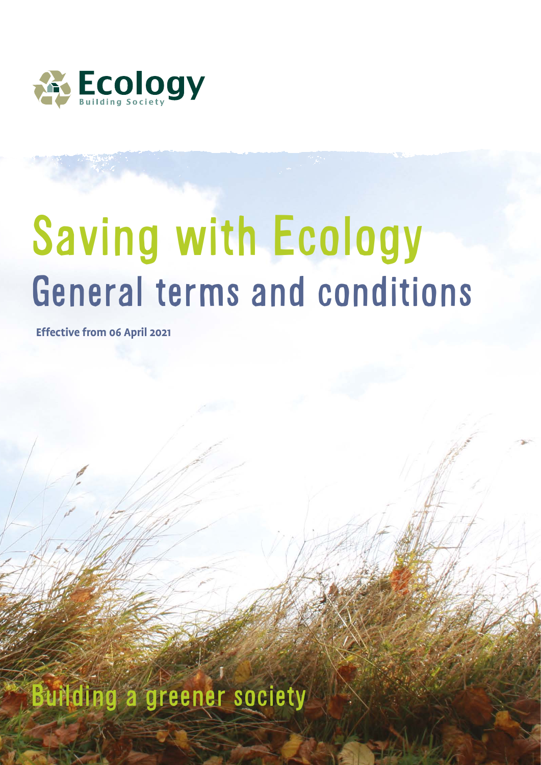Ecology
Building Society

# Saving with Ecology

## General terms and conditions

**Effective from 06 April 2021**

Building a greener society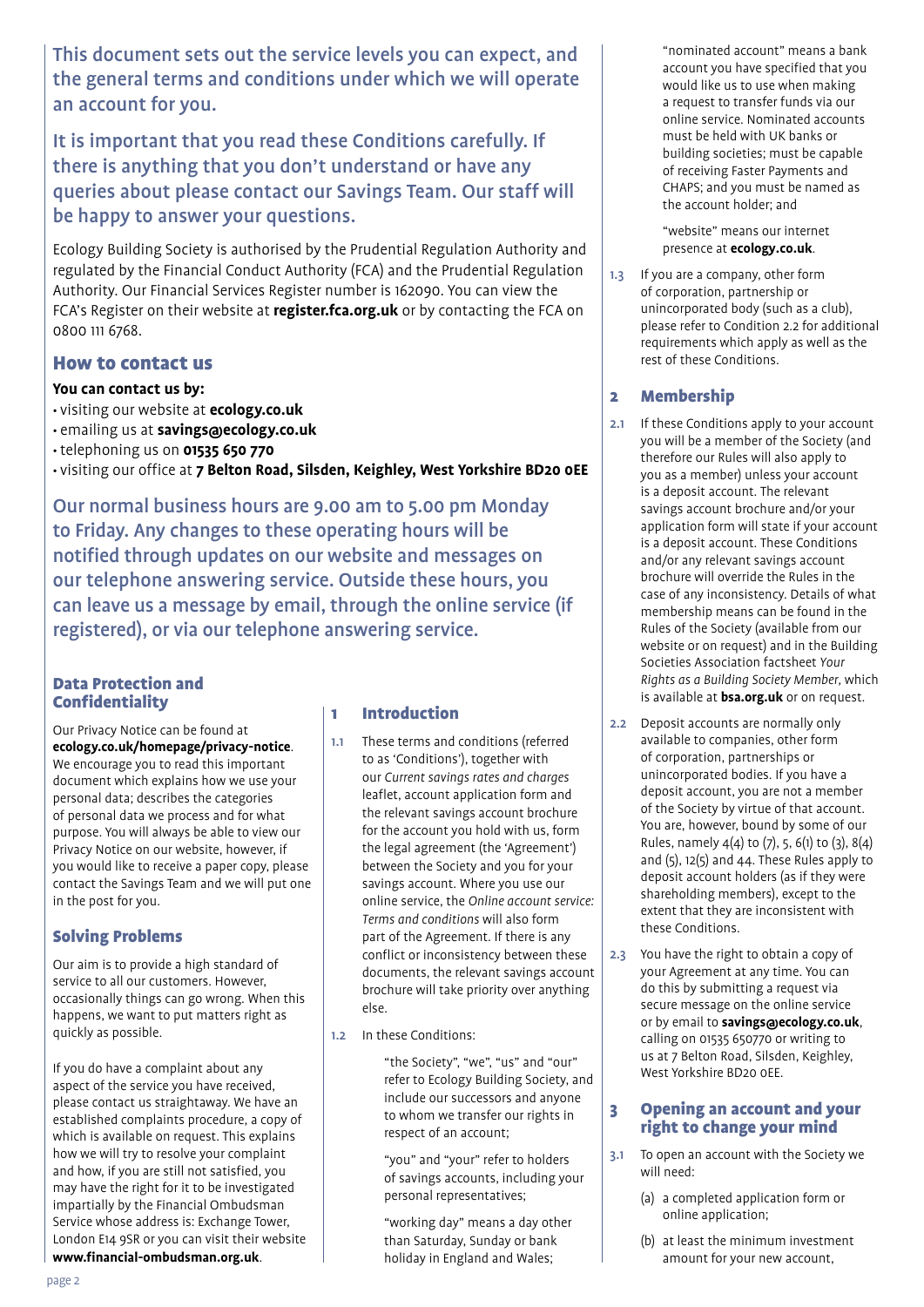This document sets out the service levels you can expect, and the general terms and conditions under which we will operate an account for you.

It is important that you read these Conditions carefully. If there is anything that you don't understand or have any queries about please contact our Savings Team. Our staff will be happy to answer your questions.

Ecology Building Society is authorised by the Prudential Regulation Authority and regulated by the Financial Conduct Authority (FCA) and the Prudential Regulation Authority. Our Financial Services Register number is 162090. You can view the FCA's Register on their website at **register.fca.org.uk** or by contacting the FCA on 0800 111 6768.

## How to contact us

**You can contact us by:**

- visiting our website at **ecology.co.uk**
- emailing us at **savings@ecology.co.uk**
- telephoning us on **01535 650 770**
- visiting our office at **7 Belton Road, Silsden, Keighley, West Yorkshire BD20 0EE**

Our normal business hours are 9.00 am to 5.00 pm Monday to Friday. Any changes to these operating hours will be notified through updates on our website and messages on our telephone answering service. Outside these hours, you can leave us a message by email, through the online service (if registered), or via our telephone answering service.

## Data Protection and Confidentiality

Our Privacy Notice can be found at **ecology.co.uk/homepage/privacy-notice**. We encourage you to read this important document which explains how we use your personal data; describes the categories of personal data we process and for what purpose. You will always be able to view our Privacy Notice on our website, however, if you would like to receive a paper copy, please contact the Savings Team and we will put one in the post for you.

## Solving Problems

Our aim is to provide a high standard of service to all our customers. However, occasionally things can go wrong. When this happens, we want to put matters right as quickly as possible.

If you do have a complaint about any aspect of the service you have received, please contact us straightaway. We have an established complaints procedure, a copy of which is available on request. This explains how we will try to resolve your complaint and how, if you are still not satisfied, you may have the right for it to be investigated impartially by the Financial Ombudsman Service whose address is: Exchange Tower, London E14 9SR or you can visit their website **www.financial-ombudsman.org.uk**.

## 1 Introduction

1.1 These terms and conditions (referred to as 'Conditions'), together with our *Current savings rates and charges* leaflet, account application form and the relevant savings account brochure for the account you hold with us, form the legal agreement (the 'Agreement') between the Society and you for your savings account. Where you use our online service, the *Online account service: Terms and conditions* will also form part of the Agreement. If there is any conflict or inconsistency between these documents, the relevant savings account brochure will take priority over anything else.

1.2 In these Conditions:

"the Society", "we", "us" and "our" refer to Ecology Building Society, and include our successors and anyone to whom we transfer our rights in respect of an account;

"you" and "your" refer to holders of savings accounts, including your personal representatives;

"working day" means a day other than Saturday, Sunday or bank holiday in England and Wales;

"nominated account" means a bank account you have specified that you would like us to use when making a request to transfer funds via our online service. Nominated accounts must be held with UK banks or building societies; must be capable of receiving Faster Payments and CHAPS; and you must be named as the account holder; and

"website" means our internet presence at **ecology.co.uk**.

1.3 If you are a company, other form of corporation, partnership or unincorporated body (such as a club), please refer to Condition 2.2 for additional requirements which apply as well as the rest of these Conditions.

## 2 Membership

2.1 If these Conditions apply to your account you will be a member of the Society (and therefore our Rules will also apply to you as a member) unless your account is a deposit account. The relevant savings account brochure and/or your application form will state if your account is a deposit account. These Conditions and/or any relevant savings account brochure will override the Rules in the case of any inconsistency. Details of what membership means can be found in the Rules of the Society (available from our website or on request) and in the Building Societies Association factsheet *Your Rights as a Building Society Member*, which is available at **bsa.org.uk** or on request.

2.2 Deposit accounts are normally only available to companies, other form of corporation, partnerships or unincorporated bodies. If you have a deposit account, you are not a member of the Society by virtue of that account. You are, however, bound by some of our Rules, namely 4(4) to (7), 5, 6(1) to (3), 8(4) and (5), 12(5) and 44. These Rules apply to deposit account holders (as if they were shareholding members), except to the extent that they are inconsistent with these Conditions.

2.3 You have the right to obtain a copy of your Agreement at any time. You can do this by submitting a request via secure message on the online service or by email to **savings@ecology.co.uk**, calling on 01535 650770 or writing to us at 7 Belton Road, Silsden, Keighley, West Yorkshire BD20 0EE.

## 3 Opening an account and your right to change your mind

3.1 To open an account with the Society we will need:

(a) a completed application form or online application;

(b) at least the minimum investment amount for your new account,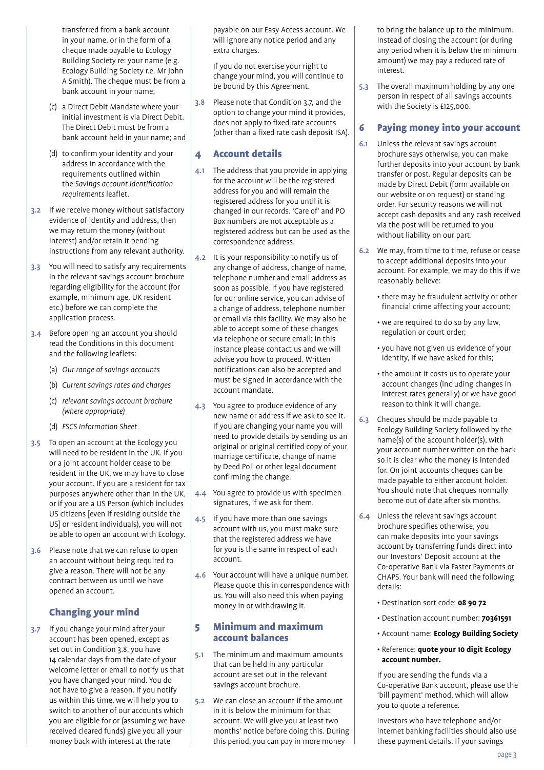transferred from a bank account in your name, or in the form of a cheque made payable to Ecology Building Society re: your name (e.g. Ecology Building Society r.e. Mr John A Smith). The cheque must be from a bank account in your name;

(c) a Direct Debit Mandate where your initial investment is via Direct Debit. The Direct Debit must be from a bank account held in your name; and

(d) to confirm your identity and your address in accordance with the requirements outlined within the *Savings account identification requirements* leaflet.

3.2 If we receive money without satisfactory evidence of identity and address, then we may return the money (without interest) and/or retain it pending instructions from any relevant authority.

3.3 You will need to satisfy any requirements in the relevant savings account brochure regarding eligibility for the account (for example, minimum age, UK resident etc.) before we can complete the application process.

3.4 Before opening an account you should read the Conditions in this document and the following leaflets:

(a) *Our range of savings accounts*

(b) *Current savings rates and charges*

(c) *relevant savings account brochure (where appropriate)*

(d) *FSCS Information Sheet*

3.5 To open an account at the Ecology you will need to be resident in the UK. If you or a joint account holder cease to be resident in the UK, we may have to close your account. If you are a resident for tax purposes anywhere other than in the UK, or if you are a US Person (which includes US citizens [even if residing outside the US] or resident individuals), you will not be able to open an account with Ecology.

3.6 Please note that we can refuse to open an account without being required to give a reason. There will not be any contract between us until we have opened an account.

## Changing your mind

3.7 If you change your mind after your account has been opened, except as set out in Condition 3.8, you have 14 calendar days from the date of your welcome letter or email to notify us that you have changed your mind. You do not have to give a reason. If you notify us within this time, we will help you to switch to another of our accounts which you are eligible for or (assuming we have received cleared funds) give you all your money back with interest at the rate payable on our Easy Access account. We will ignore any notice period and any extra charges.

If you do not exercise your right to change your mind, you will continue to be bound by this Agreement.

3.8 Please note that Condition 3.7, and the option to change your mind it provides, does not apply to fixed rate accounts (other than a fixed rate cash deposit ISA).

## 4 Account details

4.1 The address that you provide in applying for the account will be the registered address for you and will remain the registered address for you until it is changed in our records. 'Care of' and PO Box numbers are not acceptable as a registered address but can be used as the correspondence address.

4.2 It is your responsibility to notify us of any change of address, change of name, telephone number and email address as soon as possible. If you have registered for our online service, you can advise of a change of address, telephone number or email via this facility. We may also be able to accept some of these changes via telephone or secure email; in this instance please contact us and we will advise you how to proceed. Written notifications can also be accepted and must be signed in accordance with the account mandate.

4.3 You agree to produce evidence of any new name or address if we ask to see it. If you are changing your name you will need to provide details by sending us an original or original certified copy of your marriage certificate, change of name by Deed Poll or other legal document confirming the change.

4.4 You agree to provide us with specimen signatures, if we ask for them.

4.5 If you have more than one savings account with us, you must make sure that the registered address we have for you is the same in respect of each account.

4.6 Your account will have a unique number. Please quote this in correspondence with us. You will also need this when paying money in or withdrawing it.

## 5 Minimum and maximum account balances

5.1 The minimum and maximum amounts that can be held in any particular account are set out in the relevant savings account brochure.

5.2 We can close an account if the amount in it is below the minimum for that account. We will give you at least two months' notice before doing this. During this period, you can pay in more money to bring the balance up to the minimum. Instead of closing the account (or during any period when it is below the minimum amount) we may pay a reduced rate of interest.

5.3 The overall maximum holding by any one person in respect of all savings accounts with the Society is £125,000.

## 6 Paying money into your account

6.1 Unless the relevant savings account brochure says otherwise, you can make further deposits into your account by bank transfer or post. Regular deposits can be made by Direct Debit (form available on our website or on request) or standing order. For security reasons we will not accept cash deposits and any cash received via the post will be returned to you without liability on our part.

6.2 We may, from time to time, refuse or cease to accept additional deposits into your account. For example, we may do this if we reasonably believe:

- there may be fraudulent activity or other financial crime affecting your account;
- we are required to do so by any law, regulation or court order;
- you have not given us evidence of your identity, if we have asked for this;
- the amount it costs us to operate your account changes (including changes in interest rates generally) or we have good reason to think it will change.

6.3 Cheques should be made payable to Ecology Building Society followed by the name(s) of the account holder(s), with your account number written on the back so it is clear who the money is intended for. On joint accounts cheques can be made payable to either account holder. You should note that cheques normally become out of date after six months.

6.4 Unless the relevant savings account brochure specifies otherwise, you can make deposits into your savings account by transferring funds direct into our Investors' Deposit account at the Co-operative Bank via Faster Payments or CHAPS. Your bank will need the following details:

- Destination sort code: **08 90 72**
- Destination account number: **70361591**
- Account name: **Ecology Building Society**
- Reference: **quote your 10 digit Ecology account number.**

If you are sending the funds via a Co-operative Bank account, please use the 'bill payment' method, which will allow you to quote a reference.

Investors who have telephone and/or internet banking facilities should also use these payment details. If your savings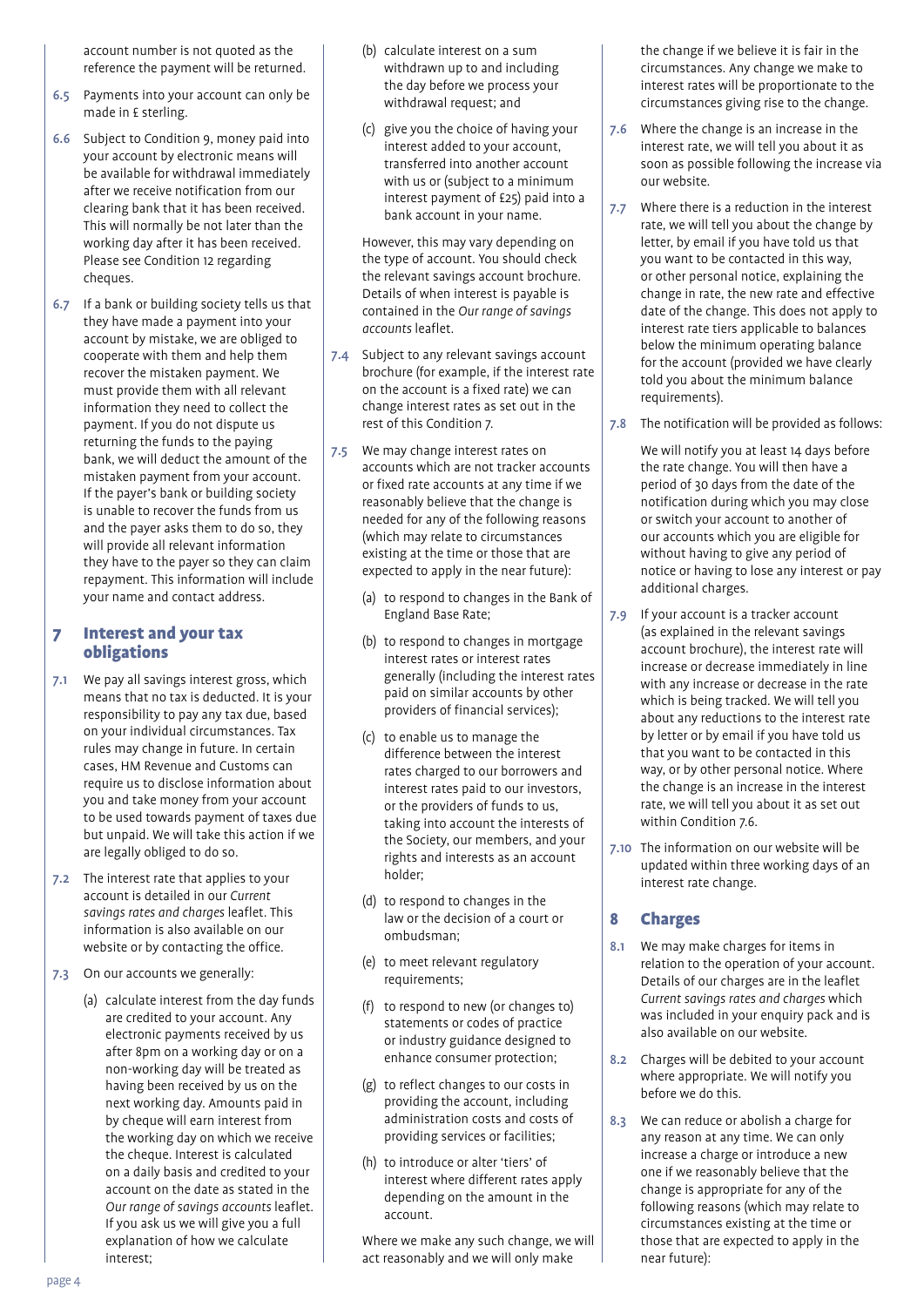account number is not quoted as the reference the payment will be returned.

**6.5** Payments into your account can only be made in £ sterling.

**6.6** Subject to Condition 9, money paid into your account by electronic means will be available for withdrawal immediately after we receive notification from our clearing bank that it has been received. This will normally be not later than the working day after it has been received. Please see Condition 12 regarding cheques.

**6.7** If a bank or building society tells us that they have made a payment into your account by mistake, we are obliged to cooperate with them and help them recover the mistaken payment. We must provide them with all relevant information they need to collect the payment. If you do not dispute us returning the funds to the paying bank, we will deduct the amount of the mistaken payment from your account. If the payer's bank or building society is unable to recover the funds from us and the payer asks them to do so, they will provide all relevant information they have to the payer so they can claim repayment. This information will include your name and contact address.

## 7 Interest and your tax obligations

**7.1** We pay all savings interest gross, which means that no tax is deducted. It is your responsibility to pay any tax due, based on your individual circumstances. Tax rules may change in future. In certain cases, HM Revenue and Customs can require us to disclose information about you and take money from your account to be used towards payment of taxes due but unpaid. We will take this action if we are legally obliged to do so.

**7.2** The interest rate that applies to your account is detailed in our *Current savings rates and charges* leaflet. This information is also available on our website or by contacting the office.

**7.3** On our accounts we generally:

(a) calculate interest from the day funds are credited to your account. Any electronic payments received by us after 8pm on a working day or on a non-working day will be treated as having been received by us on the next working day. Amounts paid in by cheque will earn interest from the working day on which we receive the cheque. Interest is calculated on a daily basis and credited to your account on the date as stated in the *Our range of savings accounts* leaflet. If you ask us we will give you a full explanation of how we calculate interest;

(b) calculate interest on a sum withdrawn up to and including the day before we process your withdrawal request; and

(c) give you the choice of having your interest added to your account, transferred into another account with us or (subject to a minimum interest payment of £25) paid into a bank account in your name.

However, this may vary depending on the type of account. You should check the relevant savings account brochure. Details of when interest is payable is contained in the *Our range of savings accounts* leaflet.

**7.4** Subject to any relevant savings account brochure (for example, if the interest rate on the account is a fixed rate) we can change interest rates as set out in the rest of this Condition 7.

**7.5** We may change interest rates on accounts which are not tracker accounts or fixed rate accounts at any time if we reasonably believe that the change is needed for any of the following reasons (which may relate to circumstances existing at the time or those that are expected to apply in the near future):

(a) to respond to changes in the Bank of England Base Rate;

(b) to respond to changes in mortgage interest rates or interest rates generally (including the interest rates paid on similar accounts by other providers of financial services);

(c) to enable us to manage the difference between the interest rates charged to our borrowers and interest rates paid to our investors, or the providers of funds to us, taking into account the interests of the Society, our members, and your rights and interests as an account holder;

(d) to respond to changes in the law or the decision of a court or ombudsman;

(e) to meet relevant regulatory requirements;

(f) to respond to new (or changes to) statements or codes of practice or industry guidance designed to enhance consumer protection;

(g) to reflect changes to our costs in providing the account, including administration costs and costs of providing services or facilities;

(h) to introduce or alter 'tiers' of interest where different rates apply depending on the amount in the account.

Where we make any such change, we will act reasonably and we will only make the change if we believe it is fair in the circumstances. Any change we make to interest rates will be proportionate to the circumstances giving rise to the change.

**7.6** Where the change is an increase in the interest rate, we will tell you about it as soon as possible following the increase via our website.

**7.7** Where there is a reduction in the interest rate, we will tell you about the change by letter, by email if you have told us that you want to be contacted in this way, or other personal notice, explaining the change in rate, the new rate and effective date of the change. This does not apply to interest rate tiers applicable to balances below the minimum operating balance for the account (provided we have clearly told you about the minimum balance requirements).

**7.8** The notification will be provided as follows:

We will notify you at least 14 days before the rate change. You will then have a period of 30 days from the date of the notification during which you may close or switch your account to another of our accounts which you are eligible for without having to give any period of notice or having to lose any interest or pay additional charges.

**7.9** If your account is a tracker account (as explained in the relevant savings account brochure), the interest rate will increase or decrease immediately in line with any increase or decrease in the rate which is being tracked. We will tell you about any reductions to the interest rate by letter or by email if you have told us that you want to be contacted in this way, or by other personal notice. Where the change is an increase in the interest rate, we will tell you about it as set out within Condition 7.6.

**7.10** The information on our website will be updated within three working days of an interest rate change.

## 8 Charges

**8.1** We may make charges for items in relation to the operation of your account. Details of our charges are in the leaflet *Current savings rates and charges* which was included in your enquiry pack and is also available on our website.

**8.2** Charges will be debited to your account where appropriate. We will notify you before we do this.

**8.3** We can reduce or abolish a charge for any reason at any time. We can only increase a charge or introduce a new one if we reasonably believe that the change is appropriate for any of the following reasons (which may relate to circumstances existing at the time or those that are expected to apply in the near future):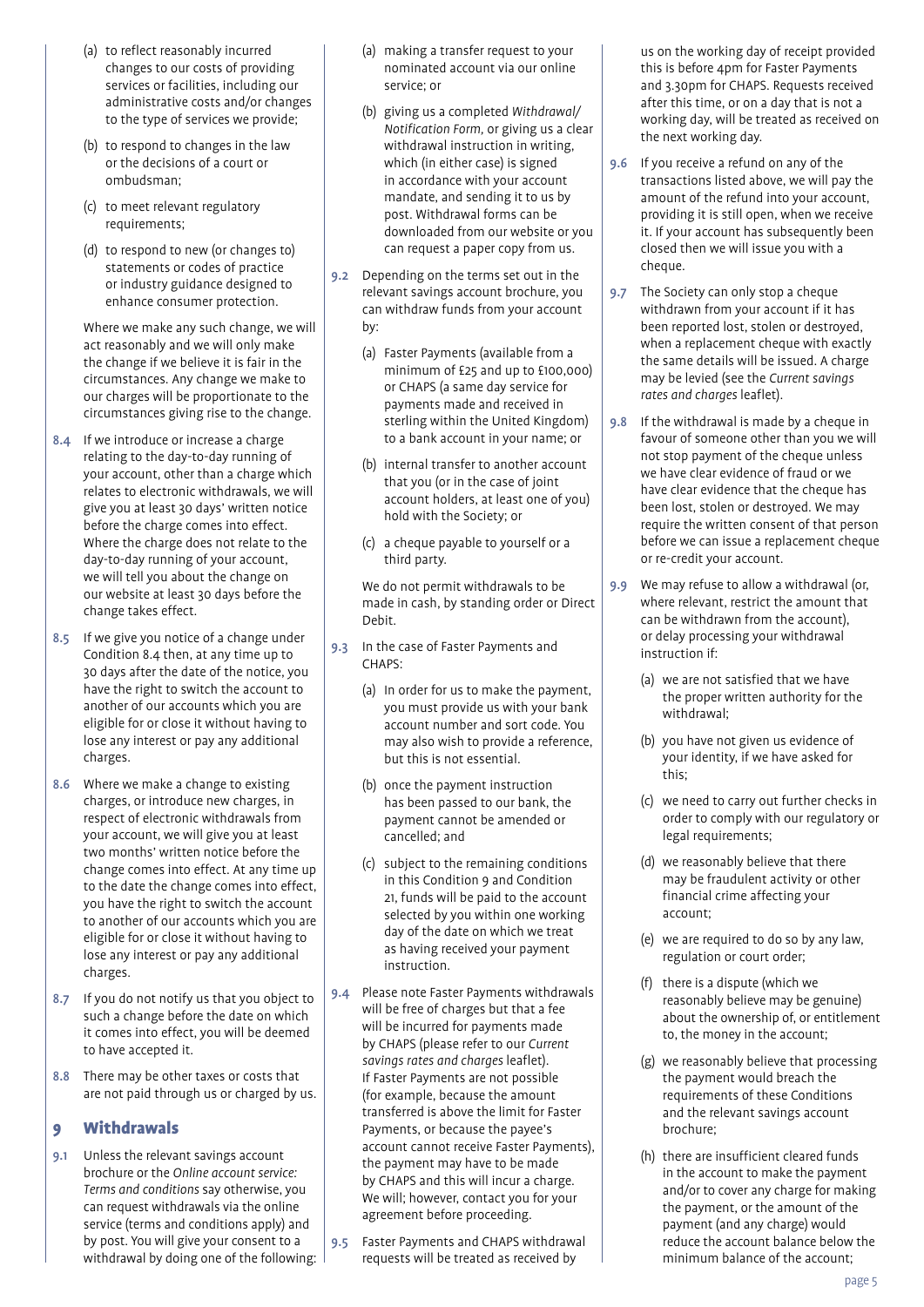(a) to reflect reasonably incurred changes to our costs of providing services or facilities, including our administrative costs and/or changes to the type of services we provide;

(b) to respond to changes in the law or the decisions of a court or ombudsman;

(c) to meet relevant regulatory requirements;

(d) to respond to new (or changes to) statements or codes of practice or industry guidance designed to enhance consumer protection.

Where we make any such change, we will act reasonably and we will only make the change if we believe it is fair in the circumstances. Any change we make to our charges will be proportionate to the circumstances giving rise to the change.

**8.4** If we introduce or increase a charge relating to the day-to-day running of your account, other than a charge which relates to electronic withdrawals, we will give you at least 30 days' written notice before the charge comes into effect. Where the charge does not relate to the day-to-day running of your account, we will tell you about the change on our website at least 30 days before the change takes effect.

**8.5** If we give you notice of a change under Condition 8.4 then, at any time up to 30 days after the date of the notice, you have the right to switch the account to another of our accounts which you are eligible for or close it without having to lose any interest or pay any additional charges.

**8.6** Where we make a change to existing charges, or introduce new charges, in respect of electronic withdrawals from your account, we will give you at least two months' written notice before the change comes into effect. At any time up to the date the change comes into effect, you have the right to switch the account to another of our accounts which you are eligible for or close it without having to lose any interest or pay any additional charges.

**8.7** If you do not notify us that you object to such a change before the date on which it comes into effect, you will be deemed to have accepted it.

**8.8** There may be other taxes or costs that are not paid through us or charged by us.

## 9 Withdrawals

**9.1** Unless the relevant savings account brochure or the *Online account service: Terms and conditions* say otherwise, you can request withdrawals via the online service (terms and conditions apply) and by post. You will give your consent to a withdrawal by doing one of the following:

(a) making a transfer request to your nominated account via our online service; or

(b) giving us a completed *Withdrawal/ Notification Form*, or giving us a clear withdrawal instruction in writing, which (in either case) is signed in accordance with your account mandate, and sending it to us by post. Withdrawal forms can be downloaded from our website or you can request a paper copy from us.

**9.2** Depending on the terms set out in the relevant savings account brochure, you can withdraw funds from your account by:

(a) Faster Payments (available from a minimum of £25 and up to £100,000) or CHAPS (a same day service for payments made and received in sterling within the United Kingdom) to a bank account in your name; or

(b) internal transfer to another account that you (or in the case of joint account holders, at least one of you) hold with the Society; or

(c) a cheque payable to yourself or a third party.

We do not permit withdrawals to be made in cash, by standing order or Direct Debit.

**9.3** In the case of Faster Payments and CHAPS:

(a) In order for us to make the payment, you must provide us with your bank account number and sort code. You may also wish to provide a reference, but this is not essential.

(b) once the payment instruction has been passed to our bank, the payment cannot be amended or cancelled; and

(c) subject to the remaining conditions in this Condition 9 and Condition 21, funds will be paid to the account selected by you within one working day of the date on which we treat as having received your payment instruction.

**9.4** Please note Faster Payments withdrawals will be free of charges but that a fee will be incurred for payments made by CHAPS (please refer to our *Current savings rates and charges* leaflet). If Faster Payments are not possible (for example, because the amount transferred is above the limit for Faster Payments, or because the payee's account cannot receive Faster Payments), the payment may have to be made by CHAPS and this will incur a charge. We will; however, contact you for your agreement before proceeding.

**9.5** Faster Payments and CHAPS withdrawal requests will be treated as received by us on the working day of receipt provided this is before 4pm for Faster Payments and 3.30pm for CHAPS. Requests received after this time, or on a day that is not a working day, will be treated as received on the next working day.

**9.6** If you receive a refund on any of the transactions listed above, we will pay the amount of the refund into your account, providing it is still open, when we receive it. If your account has subsequently been closed then we will issue you with a cheque.

**9.7** The Society can only stop a cheque withdrawn from your account if it has been reported lost, stolen or destroyed, when a replacement cheque with exactly the same details will be issued. A charge may be levied (see the *Current savings rates and charges* leaflet).

**9.8** If the withdrawal is made by a cheque in favour of someone other than you we will not stop payment of the cheque unless we have clear evidence of fraud or we have clear evidence that the cheque has been lost, stolen or destroyed. We may require the written consent of that person before we can issue a replacement cheque or re-credit your account.

**9.9** We may refuse to allow a withdrawal (or, where relevant, restrict the amount that can be withdrawn from the account), or delay processing your withdrawal instruction if:

(a) we are not satisfied that we have the proper written authority for the withdrawal;

(b) you have not given us evidence of your identity, if we have asked for this;

(c) we need to carry out further checks in order to comply with our regulatory or legal requirements;

(d) we reasonably believe that there may be fraudulent activity or other financial crime affecting your account;

(e) we are required to do so by any law, regulation or court order;

(f) there is a dispute (which we reasonably believe may be genuine) about the ownership of, or entitlement to, the money in the account;

(g) we reasonably believe that processing the payment would breach the requirements of these Conditions and the relevant savings account brochure;

(h) there are insufficient cleared funds in the account to make the payment and/or to cover any charge for making the payment, or the amount of the payment (and any charge) would reduce the account balance below the minimum balance of the account;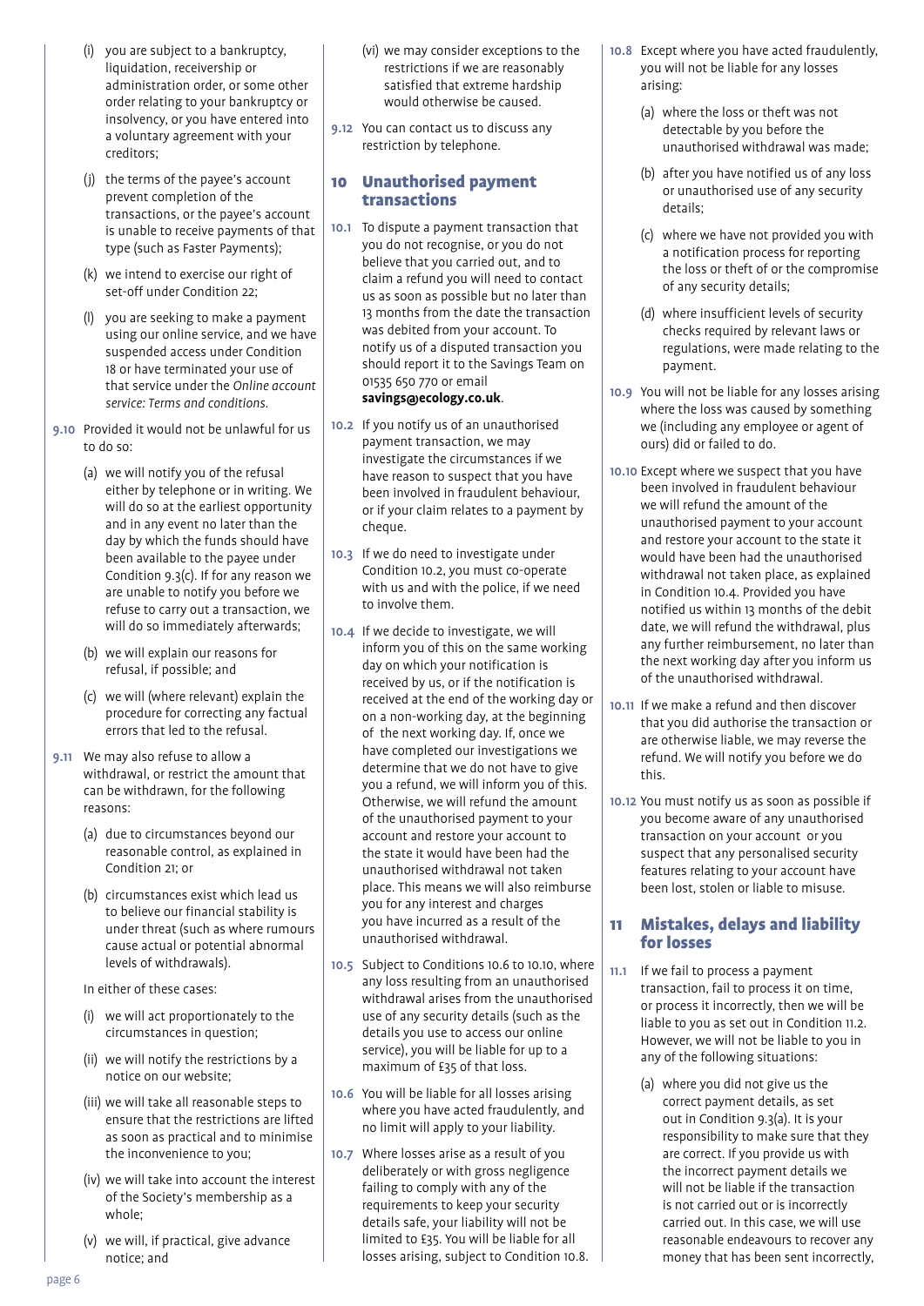(i) you are subject to a bankruptcy, liquidation, receivership or administration order, or some other order relating to your bankruptcy or insolvency, or you have entered into a voluntary agreement with your creditors;

(j) the terms of the payee's account prevent completion of the transactions, or the payee's account is unable to receive payments of that type (such as Faster Payments);

(k) we intend to exercise our right of set-off under Condition 22;

(l) you are seeking to make a payment using our online service, and we have suspended access under Condition 18 or have terminated your use of that service under the *Online account service: Terms and conditions*.

**9.10** Provided it would not be unlawful for us to do so:

(a) we will notify you of the refusal either by telephone or in writing. We will do so at the earliest opportunity and in any event no later than the day by which the funds should have been available to the payee under Condition 9.3(c). If for any reason we are unable to notify you before we refuse to carry out a transaction, we will do so immediately afterwards;

(b) we will explain our reasons for refusal, if possible; and

(c) we will (where relevant) explain the procedure for correcting any factual errors that led to the refusal.

**9.11** We may also refuse to allow a withdrawal, or restrict the amount that can be withdrawn, for the following reasons:

(a) due to circumstances beyond our reasonable control, as explained in Condition 21; or

(b) circumstances exist which lead us to believe our financial stability is under threat (such as where rumours cause actual or potential abnormal levels of withdrawals).

In either of these cases:

(i) we will act proportionately to the circumstances in question;

(ii) we will notify the restrictions by a notice on our website;

(iii) we will take all reasonable steps to ensure that the restrictions are lifted as soon as practical and to minimise the inconvenience to you;

(iv) we will take into account the interest of the Society's membership as a whole;

(v) we will, if practical, give advance notice; and

(vi) we may consider exceptions to the restrictions if we are reasonably satisfied that extreme hardship would otherwise be caused.

**9.12** You can contact us to discuss any restriction by telephone.

## 10 Unauthorised payment transactions

**10.1** To dispute a payment transaction that you do not recognise, or you do not believe that you carried out, and to claim a refund you will need to contact us as soon as possible but no later than 13 months from the date the transaction was debited from your account. To notify us of a disputed transaction you should report it to the Savings Team on 01535 650 770 or email **savings@ecology.co.uk**.

**10.2** If you notify us of an unauthorised payment transaction, we may investigate the circumstances if we have reason to suspect that you have been involved in fraudulent behaviour, or if your claim relates to a payment by cheque.

**10.3** If we do need to investigate under Condition 10.2, you must co-operate with us and with the police, if we need to involve them.

**10.4** If we decide to investigate, we will inform you of this on the same working day on which your notification is received by us, or if the notification is received at the end of the working day or on a non-working day, at the beginning of the next working day. If, once we have completed our investigations we determine that we do not have to give you a refund, we will inform you of this. Otherwise, we will refund the amount of the unauthorised payment to your account and restore your account to the state it would have been had the unauthorised withdrawal not taken place. This means we will also reimburse you for any interest and charges you have incurred as a result of the unauthorised withdrawal.

**10.5** Subject to Conditions 10.6 to 10.10, where any loss resulting from an unauthorised withdrawal arises from the unauthorised use of any security details (such as the details you use to access our online service), you will be liable for up to a maximum of £35 of that loss.

**10.6** You will be liable for all losses arising where you have acted fraudulently, and no limit will apply to your liability.

**10.7** Where losses arise as a result of you deliberately or with gross negligence failing to comply with any of the requirements to keep your security details safe, your liability will not be limited to £35. You will be liable for all losses arising, subject to Condition 10.8.

**10.8** Except where you have acted fraudulently, you will not be liable for any losses arising:

(a) where the loss or theft was not detectable by you before the unauthorised withdrawal was made;

(b) after you have notified us of any loss or unauthorised use of any security details;

(c) where we have not provided you with a notification process for reporting the loss or theft of or the compromise of any security details;

(d) where insufficient levels of security checks required by relevant laws or regulations, were made relating to the payment.

**10.9** You will not be liable for any losses arising where the loss was caused by something we (including any employee or agent of ours) did or failed to do.

**10.10** Except where we suspect that you have been involved in fraudulent behaviour we will refund the amount of the unauthorised payment to your account and restore your account to the state it would have been had the unauthorised withdrawal not taken place, as explained in Condition 10.4. Provided you have notified us within 13 months of the debit date, we will refund the withdrawal, plus any further reimbursement, no later than the next working day after you inform us of the unauthorised withdrawal.

**10.11** If we make a refund and then discover that you did authorise the transaction or are otherwise liable, we may reverse the refund. We will notify you before we do this.

**10.12** You must notify us as soon as possible if you become aware of any unauthorised transaction on your account or you suspect that any personalised security features relating to your account have been lost, stolen or liable to misuse.

## 11 Mistakes, delays and liability for losses

**11.1** If we fail to process a payment transaction, fail to process it on time, or process it incorrectly, then we will be liable to you as set out in Condition 11.2. However, we will not be liable to you in any of the following situations:

(a) where you did not give us the correct payment details, as set out in Condition 9.3(a). It is your responsibility to make sure that they are correct. If you provide us with the incorrect payment details we will not be liable if the transaction is not carried out or is incorrectly carried out. In this case, we will use reasonable endeavours to recover any money that has been sent incorrectly,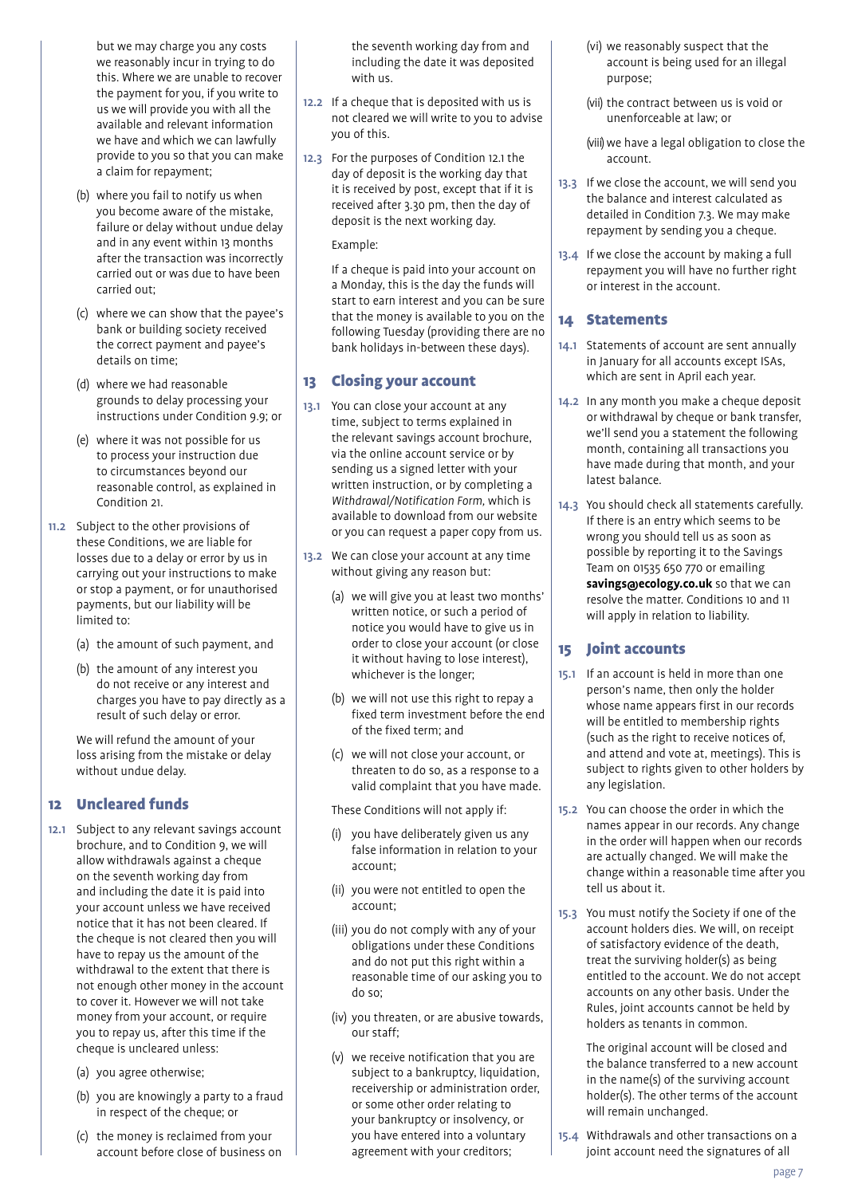but we may charge you any costs we reasonably incur in trying to do this. Where we are unable to recover the payment for you, if you write to us we will provide you with all the available and relevant information we have and which we can lawfully provide to you so that you can make a claim for repayment;

(b) where you fail to notify us when you become aware of the mistake, failure or delay without undue delay and in any event within 13 months after the transaction was incorrectly carried out or was due to have been carried out;

(c) where we can show that the payee's bank or building society received the correct payment and payee's details on time;

(d) where we had reasonable grounds to delay processing your instructions under Condition 9.9; or

(e) where it was not possible for us to process your instruction due to circumstances beyond our reasonable control, as explained in Condition 21.

**11.2** Subject to the other provisions of these Conditions, we are liable for losses due to a delay or error by us in carrying out your instructions to make or stop a payment, or for unauthorised payments, but our liability will be limited to:

(a) the amount of such payment, and

(b) the amount of any interest you do not receive or any interest and charges you have to pay directly as a result of such delay or error.

We will refund the amount of your loss arising from the mistake or delay without undue delay.

## 12 Uncleared funds

**12.1** Subject to any relevant savings account brochure, and to Condition 9, we will allow withdrawals against a cheque on the seventh working day from and including the date it is paid into your account unless we have received notice that it has not been cleared. If the cheque is not cleared then you will have to repay us the amount of the withdrawal to the extent that there is not enough other money in the account to cover it. However we will not take money from your account, or require you to repay us, after this time if the cheque is uncleared unless:

(a) you agree otherwise;

(b) you are knowingly a party to a fraud in respect of the cheque; or

(c) the money is reclaimed from your account before close of business on the seventh working day from and including the date it was deposited with us.

**12.2** If a cheque that is deposited with us is not cleared we will write to you to advise you of this.

**12.3** For the purposes of Condition 12.1 the day of deposit is the working day that it is received by post, except that if it is received after 3.30 pm, then the day of deposit is the next working day.

Example:

If a cheque is paid into your account on a Monday, this is the day the funds will start to earn interest and you can be sure that the money is available to you on the following Tuesday (providing there are no bank holidays in-between these days).

## 13 Closing your account

**13.1** You can close your account at any time, subject to terms explained in the relevant savings account brochure, via the online account service or by sending us a signed letter with your written instruction, or by completing a *Withdrawal/Notification Form,* which is available to download from our website or you can request a paper copy from us.

**13.2** We can close your account at any time without giving any reason but:

(a) we will give you at least two months' written notice, or such a period of notice you would have to give us in order to close your account (or close it without having to lose interest), whichever is the longer;

(b) we will not use this right to repay a fixed term investment before the end of the fixed term; and

(c) we will not close your account, or threaten to do so, as a response to a valid complaint that you have made.

These Conditions will not apply if:

(i) you have deliberately given us any false information in relation to your account;

(ii) you were not entitled to open the account;

(iii) you do not comply with any of your obligations under these Conditions and do not put this right within a reasonable time of our asking you to do so;

(iv) you threaten, or are abusive towards, our staff;

(v) we receive notification that you are subject to a bankruptcy, liquidation, receivership or administration order, or some other order relating to your bankruptcy or insolvency, or you have entered into a voluntary agreement with your creditors;

(vi) we reasonably suspect that the account is being used for an illegal purpose;

(vii) the contract between us is void or unenforceable at law; or

(viii) we have a legal obligation to close the account.

**13.3** If we close the account, we will send you the balance and interest calculated as detailed in Condition 7.3. We may make repayment by sending you a cheque.

**13.4** If we close the account by making a full repayment you will have no further right or interest in the account.

## 14 Statements

**14.1** Statements of account are sent annually in January for all accounts except ISAs, which are sent in April each year.

**14.2** In any month you make a cheque deposit or withdrawal by cheque or bank transfer, we'll send you a statement the following month, containing all transactions you have made during that month, and your latest balance.

**14.3** You should check all statements carefully. If there is an entry which seems to be wrong you should tell us as soon as possible by reporting it to the Savings Team on 01535 650 770 or emailing **savings@ecology.co.uk** so that we can resolve the matter. Conditions 10 and 11 will apply in relation to liability.

## 15 Joint accounts

**15.1** If an account is held in more than one person's name, then only the holder whose name appears first in our records will be entitled to membership rights (such as the right to receive notices of, and attend and vote at, meetings). This is subject to rights given to other holders by any legislation.

**15.2** You can choose the order in which the names appear in our records. Any change in the order will happen when our records are actually changed. We will make the change within a reasonable time after you tell us about it.

**15.3** You must notify the Society if one of the account holders dies. We will, on receipt of satisfactory evidence of the death, treat the surviving holder(s) as being entitled to the account. We do not accept accounts on any other basis. Under the Rules, joint accounts cannot be held by holders as tenants in common.

The original account will be closed and the balance transferred to a new account in the name(s) of the surviving account holder(s). The other terms of the account will remain unchanged.

**15.4** Withdrawals and other transactions on a joint account need the signatures of all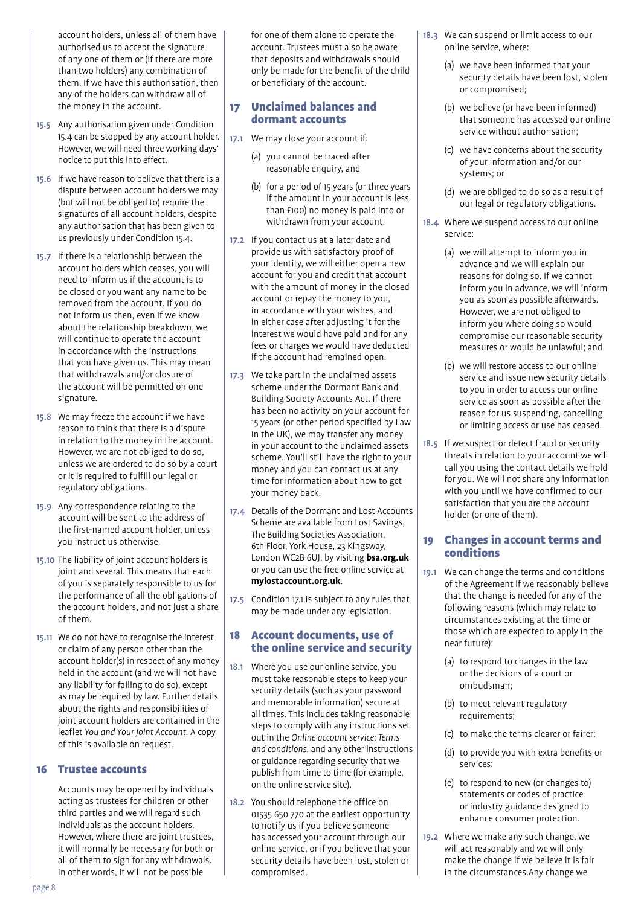account holders, unless all of them have authorised us to accept the signature of any one of them or (if there are more than two holders) any combination of them. If we have this authorisation, then any of the holders can withdraw all of the money in the account.

15.5 Any authorisation given under Condition 15.4 can be stopped by any account holder. However, we will need three working days' notice to put this into effect.

15.6 If we have reason to believe that there is a dispute between account holders we may (but will not be obliged to) require the signatures of all account holders, despite any authorisation that has been given to us previously under Condition 15.4.

15.7 If there is a relationship between the account holders which ceases, you will need to inform us if the account is to be closed or you want any name to be removed from the account. If you do not inform us then, even if we know about the relationship breakdown, we will continue to operate the account in accordance with the instructions that you have given us. This may mean that withdrawals and/or closure of the account will be permitted on one signature.

15.8 We may freeze the account if we have reason to think that there is a dispute in relation to the money in the account. However, we are not obliged to do so, unless we are ordered to do so by a court or it is required to fulfill our legal or regulatory obligations.

15.9 Any correspondence relating to the account will be sent to the address of the first-named account holder, unless you instruct us otherwise.

15.10 The liability of joint account holders is joint and several. This means that each of you is separately responsible to us for the performance of all the obligations of the account holders, and not just a share of them.

15.11 We do not have to recognise the interest or claim of any person other than the account holder(s) in respect of any money held in the account (and we will not have any liability for failing to do so), except as may be required by law. Further details about the rights and responsibilities of joint account holders are contained in the leaflet *You and Your Joint Account*. A copy of this is available on request.

## 16 Trustee accounts

Accounts may be opened by individuals acting as trustees for children or other third parties and we will regard such individuals as the account holders. However, where there are joint trustees, it will normally be necessary for both or all of them to sign for any withdrawals. In other words, it will not be possible for one of them alone to operate the account. Trustees must also be aware that deposits and withdrawals should only be made for the benefit of the child or beneficiary of the account.

## 17 Unclaimed balances and dormant accounts

17.1 We may close your account if:

(a) you cannot be traced after reasonable enquiry, and

(b) for a period of 15 years (or three years if the amount in your account is less than £100) no money is paid into or withdrawn from your account.

17.2 If you contact us at a later date and provide us with satisfactory proof of your identity, we will either open a new account for you and credit that account with the amount of money in the closed account or repay the money to you, in accordance with your wishes, and in either case after adjusting it for the interest we would have paid and for any fees or charges we would have deducted if the account had remained open.

17.3 We take part in the unclaimed assets scheme under the Dormant Bank and Building Society Accounts Act. If there has been no activity on your account for 15 years (or other period specified by Law in the UK), we may transfer any money in your account to the unclaimed assets scheme. You'll still have the right to your money and you can contact us at any time for information about how to get your money back.

17.4 Details of the Dormant and Lost Accounts Scheme are available from Lost Savings, The Building Societies Association, 6th Floor, York House, 23 Kingsway, London WC2B 6UJ, by visiting **bsa.org.uk** or you can use the free online service at **mylostaccount.org.uk**.

17.5 Condition 17.1 is subject to any rules that may be made under any legislation.

## 18 Account documents, use of the online service and security

18.1 Where you use our online service, you must take reasonable steps to keep your security details (such as your password and memorable information) secure at all times. This includes taking reasonable steps to comply with any instructions set out in the *Online account service: Terms and conditions*, and any other instructions or guidance regarding security that we publish from time to time (for example, on the online service site).

18.2 You should telephone the office on 01535 650 770 at the earliest opportunity to notify us if you believe someone has accessed your account through our online service, or if you believe that your security details have been lost, stolen or compromised.

18.3 We can suspend or limit access to our online service, where:

(a) we have been informed that your security details have been lost, stolen or compromised;

(b) we believe (or have been informed) that someone has accessed our online service without authorisation;

(c) we have concerns about the security of your information and/or our systems; or

(d) we are obliged to do so as a result of our legal or regulatory obligations.

18.4 Where we suspend access to our online service:

(a) we will attempt to inform you in advance and we will explain our reasons for doing so. If we cannot inform you in advance, we will inform you as soon as possible afterwards. However, we are not obliged to inform you where doing so would compromise our reasonable security measures or would be unlawful; and

(b) we will restore access to our online service and issue new security details to you in order to access our online service as soon as possible after the reason for us suspending, cancelling or limiting access or use has ceased.

18.5 If we suspect or detect fraud or security threats in relation to your account we will call you using the contact details we hold for you. We will not share any information with you until we have confirmed to our satisfaction that you are the account holder (or one of them).

## 19 Changes in account terms and conditions

19.1 We can change the terms and conditions of the Agreement if we reasonably believe that the change is needed for any of the following reasons (which may relate to circumstances existing at the time or those which are expected to apply in the near future):

(a) to respond to changes in the law or the decisions of a court or ombudsman;

(b) to meet relevant regulatory requirements;

(c) to make the terms clearer or fairer;

(d) to provide you with extra benefits or services;

(e) to respond to new (or changes to) statements or codes of practice or industry guidance designed to enhance consumer protection.

19.2 Where we make any such change, we will act reasonably and we will only make the change if we believe it is fair in the circumstances.Any change we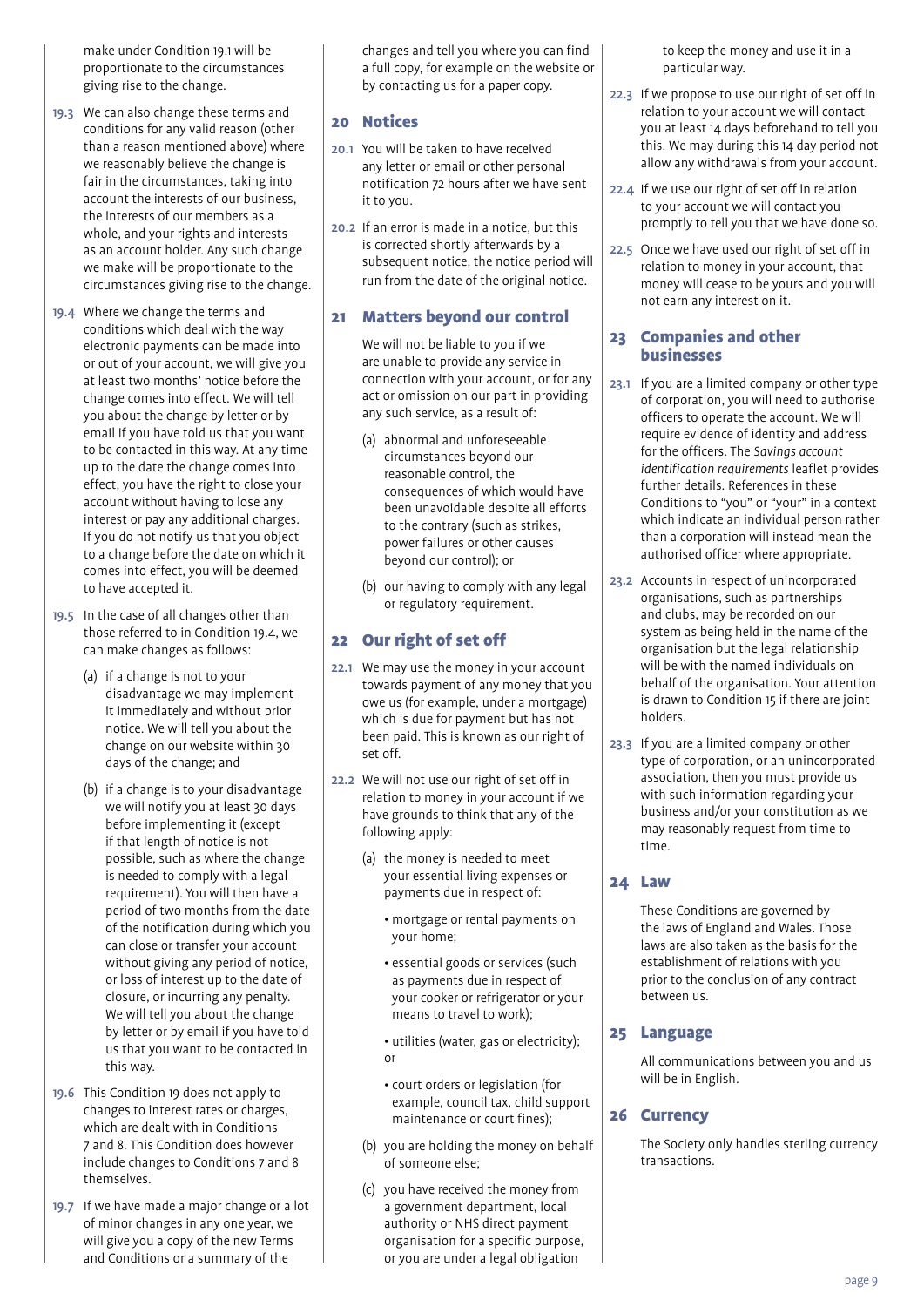make under Condition 19.1 will be proportionate to the circumstances giving rise to the change.

**19.3** We can also change these terms and conditions for any valid reason (other than a reason mentioned above) where we reasonably believe the change is fair in the circumstances, taking into account the interests of our business, the interests of our members as a whole, and your rights and interests as an account holder. Any such change we make will be proportionate to the circumstances giving rise to the change.

**19.4** Where we change the terms and conditions which deal with the way electronic payments can be made into or out of your account, we will give you at least two months' notice before the change comes into effect. We will tell you about the change by letter or by email if you have told us that you want to be contacted in this way. At any time up to the date the change comes into effect, you have the right to close your account without having to lose any interest or pay any additional charges. If you do not notify us that you object to a change before the date on which it comes into effect, you will be deemed to have accepted it.

**19.5** In the case of all changes other than those referred to in Condition 19.4, we can make changes as follows:

(a) if a change is not to your disadvantage we may implement it immediately and without prior notice. We will tell you about the change on our website within 30 days of the change; and

(b) if a change is to your disadvantage we will notify you at least 30 days before implementing it (except if that length of notice is not possible, such as where the change is needed to comply with a legal requirement). You will then have a period of two months from the date of the notification during which you can close or transfer your account without giving any period of notice, or loss of interest up to the date of closure, or incurring any penalty. We will tell you about the change by letter or by email if you have told us that you want to be contacted in this way.

**19.6** This Condition 19 does not apply to changes to interest rates or charges, which are dealt with in Conditions 7 and 8. This Condition does however include changes to Conditions 7 and 8 themselves.

**19.7** If we have made a major change or a lot of minor changes in any one year, we will give you a copy of the new Terms and Conditions or a summary of the changes and tell you where you can find a full copy, for example on the website or by contacting us for a paper copy.

## 20 Notices

**20.1** You will be taken to have received any letter or email or other personal notification 72 hours after we have sent it to you.

**20.2** If an error is made in a notice, but this is corrected shortly afterwards by a subsequent notice, the notice period will run from the date of the original notice.

## 21 Matters beyond our control

We will not be liable to you if we are unable to provide any service in connection with your account, or for any act or omission on our part in providing any such service, as a result of:

(a) abnormal and unforeseeable circumstances beyond our reasonable control, the consequences of which would have been unavoidable despite all efforts to the contrary (such as strikes, power failures or other causes beyond our control); or

(b) our having to comply with any legal or regulatory requirement.

## 22 Our right of set off

**22.1** We may use the money in your account towards payment of any money that you owe us (for example, under a mortgage) which is due for payment but has not been paid. This is known as our right of set off.

**22.2** We will not use our right of set off in relation to money in your account if we have grounds to think that any of the following apply:

(a) the money is needed to meet your essential living expenses or payments due in respect of:

- mortgage or rental payments on your home;
- essential goods or services (such as payments due in respect of your cooker or refrigerator or your means to travel to work);
- utilities (water, gas or electricity); or
- court orders or legislation (for example, council tax, child support maintenance or court fines);

(b) you are holding the money on behalf of someone else;

(c) you have received the money from a government department, local authority or NHS direct payment organisation for a specific purpose, or you are under a legal obligation to keep the money and use it in a particular way.

**22.3** If we propose to use our right of set off in relation to your account we will contact you at least 14 days beforehand to tell you this. We may during this 14 day period not allow any withdrawals from your account.

**22.4** If we use our right of set off in relation to your account we will contact you promptly to tell you that we have done so.

**22.5** Once we have used our right of set off in relation to money in your account, that money will cease to be yours and you will not earn any interest on it.

## 23 Companies and other businesses

**23.1** If you are a limited company or other type of corporation, you will need to authorise officers to operate the account. We will require evidence of identity and address for the officers. The *Savings account identification requirements* leaflet provides further details. References in these Conditions to "you" or "your" in a context which indicate an individual person rather than a corporation will instead mean the authorised officer where appropriate.

**23.2** Accounts in respect of unincorporated organisations, such as partnerships and clubs, may be recorded on our system as being held in the name of the organisation but the legal relationship will be with the named individuals on behalf of the organisation. Your attention is drawn to Condition 15 if there are joint holders.

**23.3** If you are a limited company or other type of corporation, or an unincorporated association, then you must provide us with such information regarding your business and/or your constitution as we may reasonably request from time to time.

## 24 Law

These Conditions are governed by the laws of England and Wales. Those laws are also taken as the basis for the establishment of relations with you prior to the conclusion of any contract between us.

## 25 Language

All communications between you and us will be in English.

## 26 Currency

The Society only handles sterling currency transactions.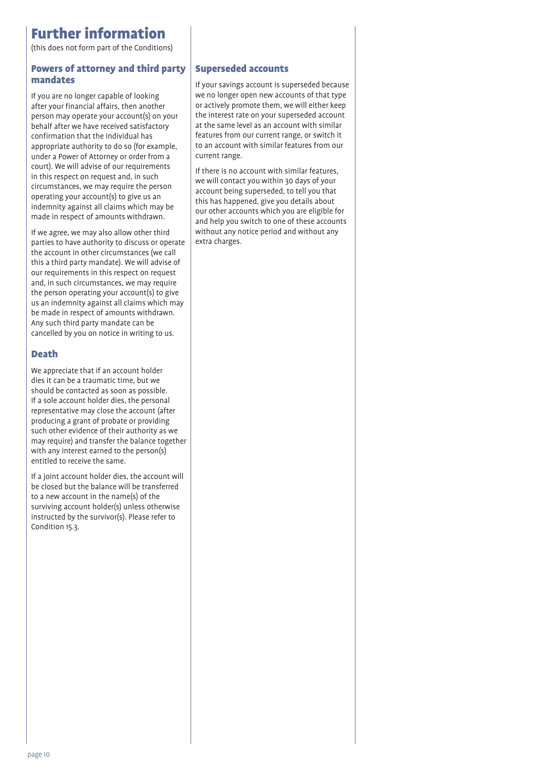# Further information

(this does not form part of the Conditions)

## Powers of attorney and third party mandates

If you are no longer capable of looking after your financial affairs, then another person may operate your account(s) on your behalf after we have received satisfactory confirmation that the individual has appropriate authority to do so (for example, under a Power of Attorney or order from a court). We will advise of our requirements in this respect on request and, in such circumstances, we may require the person operating your account(s) to give us an indemnity against all claims which may be made in respect of amounts withdrawn.

If we agree, we may also allow other third parties to have authority to discuss or operate the account in other circumstances (we call this a third party mandate). We will advise of our requirements in this respect on request and, in such circumstances, we may require the person operating your account(s) to give us an indemnity against all claims which may be made in respect of amounts withdrawn. Any such third party mandate can be cancelled by you on notice in writing to us.

## Death

We appreciate that if an account holder dies it can be a traumatic time, but we should be contacted as soon as possible. If a sole account holder dies, the personal representative may close the account (after producing a grant of probate or providing such other evidence of their authority as we may require) and transfer the balance together with any interest earned to the person(s) entitled to receive the same.

If a joint account holder dies, the account will be closed but the balance will be transferred to a new account in the name(s) of the surviving account holder(s) unless otherwise instructed by the survivor(s). Please refer to Condition 15.3.

## Superseded accounts

If your savings account is superseded because we no longer open new accounts of that type or actively promote them, we will either keep the interest rate on your superseded account at the same level as an account with similar features from our current range, or switch it to an account with similar features from our current range.

If there is no account with similar features, we will contact you within 30 days of your account being superseded, to tell you that this has happened, give you details about our other accounts which you are eligible for and help you switch to one of these accounts without any notice period and without any extra charges.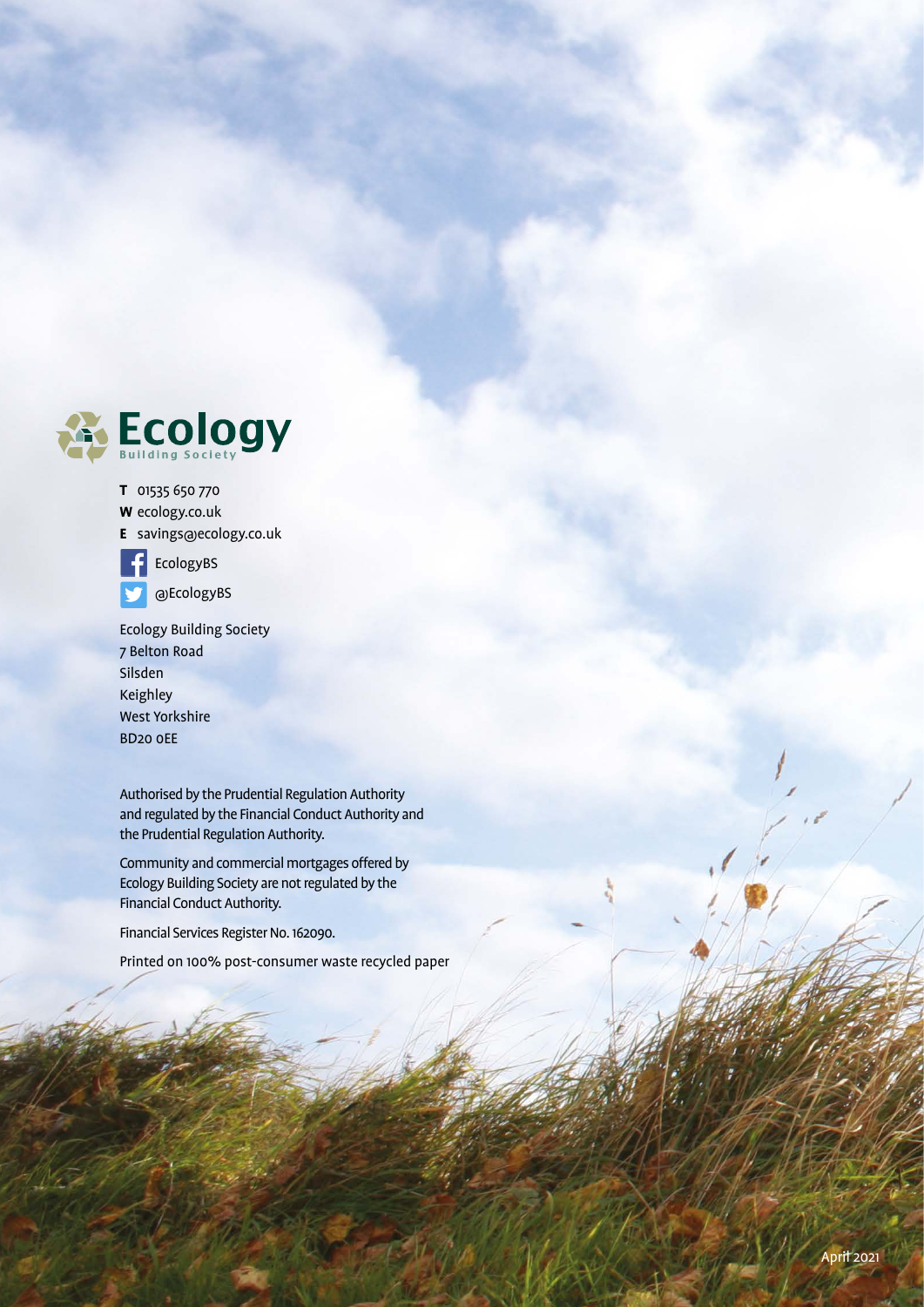**Ecology**
Building Society

**T** 01535 650 770
**W** ecology.co.uk
**E** savings@ecology.co.uk

EcologyBS

@EcologyBS

Ecology Building Society
7 Belton Road
Silsden
Keighley
West Yorkshire
BD20 0EE

Authorised by the Prudential Regulation Authority and regulated by the Financial Conduct Authority and the Prudential Regulation Authority.

Community and commercial mortgages offered by Ecology Building Society are not regulated by the Financial Conduct Authority.

Financial Services Register No. 162090.

Printed on 100% post-consumer waste recycled paper

April 2021